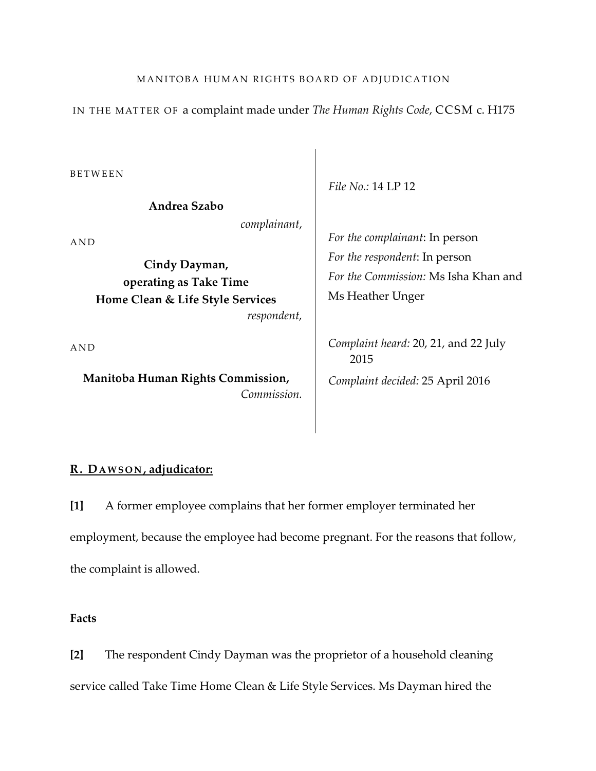MANITOBA HUMAN RIGHTS BOARD OF ADJUDICATION

IN THE MATTER OF a complaint made under *The Human Rights Code*, CCSM c. H175

| | |
|---|---|
| BETWEEN | *File No.:* 14 LP 12 |
| **Andrea Szabo** *complainant*, | |
| AND | *For the complainant*: In person |
| **Cindy Dayman, operating as Take Time Home Clean & Life Style Services** *respondent*, | *For the respondent*: In person<br>*For the Commission:* Ms Isha Khan and Ms Heather Unger |
| AND | *Complaint heard:* 20, 21, and 22 July 2015 |
| **Manitoba Human Rights Commission,** *Commission.* | *Complaint decided:* 25 April 2016 |

**R. DAWSON, adjudicator:**

**[1]** A former employee complains that her former employer terminated her employment, because the employee had become pregnant. For the reasons that follow, the complaint is allowed.

**Facts**

**[2]** The respondent Cindy Dayman was the proprietor of a household cleaning service called Take Time Home Clean & Life Style Services. Ms Dayman hired the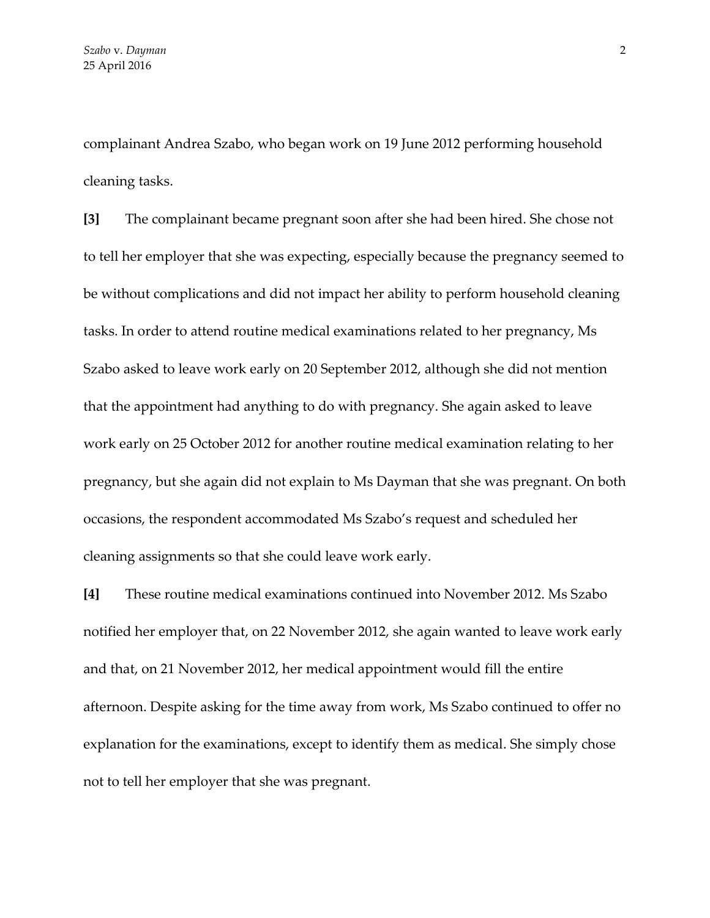complainant Andrea Szabo, who began work on 19 June 2012 performing household cleaning tasks.

**[3]** The complainant became pregnant soon after she had been hired. She chose not to tell her employer that she was expecting, especially because the pregnancy seemed to be without complications and did not impact her ability to perform household cleaning tasks. In order to attend routine medical examinations related to her pregnancy, Ms Szabo asked to leave work early on 20 September 2012, although she did not mention that the appointment had anything to do with pregnancy. She again asked to leave work early on 25 October 2012 for another routine medical examination relating to her pregnancy, but she again did not explain to Ms Dayman that she was pregnant. On both occasions, the respondent accommodated Ms Szabo's request and scheduled her cleaning assignments so that she could leave work early.

**[4]** These routine medical examinations continued into November 2012. Ms Szabo notified her employer that, on 22 November 2012, she again wanted to leave work early and that, on 21 November 2012, her medical appointment would fill the entire afternoon. Despite asking for the time away from work, Ms Szabo continued to offer no explanation for the examinations, except to identify them as medical. She simply chose not to tell her employer that she was pregnant.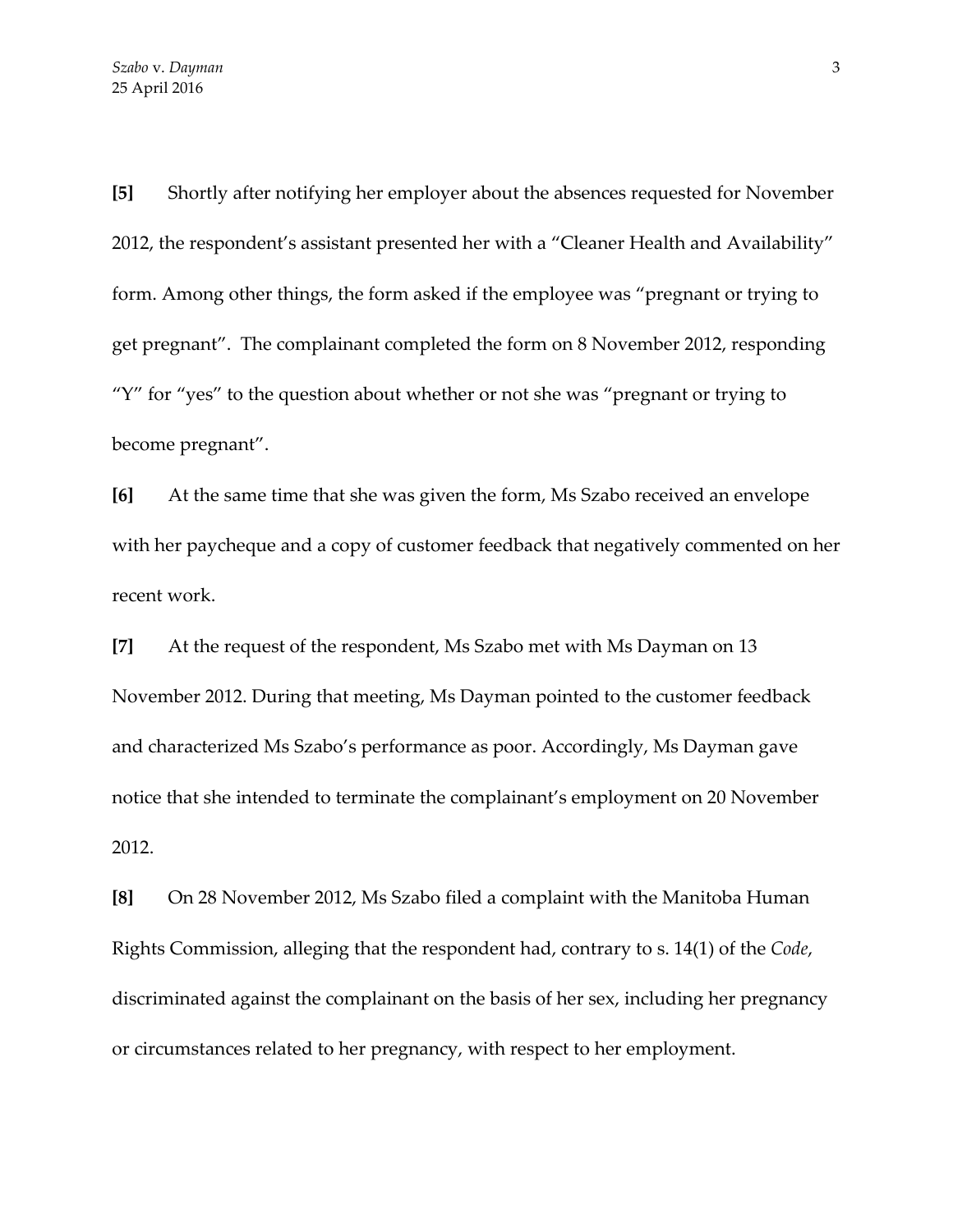**[5]** Shortly after notifying her employer about the absences requested for November 2012, the respondent's assistant presented her with a "Cleaner Health and Availability" form. Among other things, the form asked if the employee was "pregnant or trying to get pregnant". The complainant completed the form on 8 November 2012, responding "Y" for "yes" to the question about whether or not she was "pregnant or trying to become pregnant".

**[6]** At the same time that she was given the form, Ms Szabo received an envelope with her paycheque and a copy of customer feedback that negatively commented on her recent work.

**[7]** At the request of the respondent, Ms Szabo met with Ms Dayman on 13 November 2012. During that meeting, Ms Dayman pointed to the customer feedback and characterized Ms Szabo's performance as poor. Accordingly, Ms Dayman gave notice that she intended to terminate the complainant's employment on 20 November 2012.

**[8]** On 28 November 2012, Ms Szabo filed a complaint with the Manitoba Human Rights Commission, alleging that the respondent had, contrary to s. 14(1) of the *Code*, discriminated against the complainant on the basis of her sex, including her pregnancy or circumstances related to her pregnancy, with respect to her employment.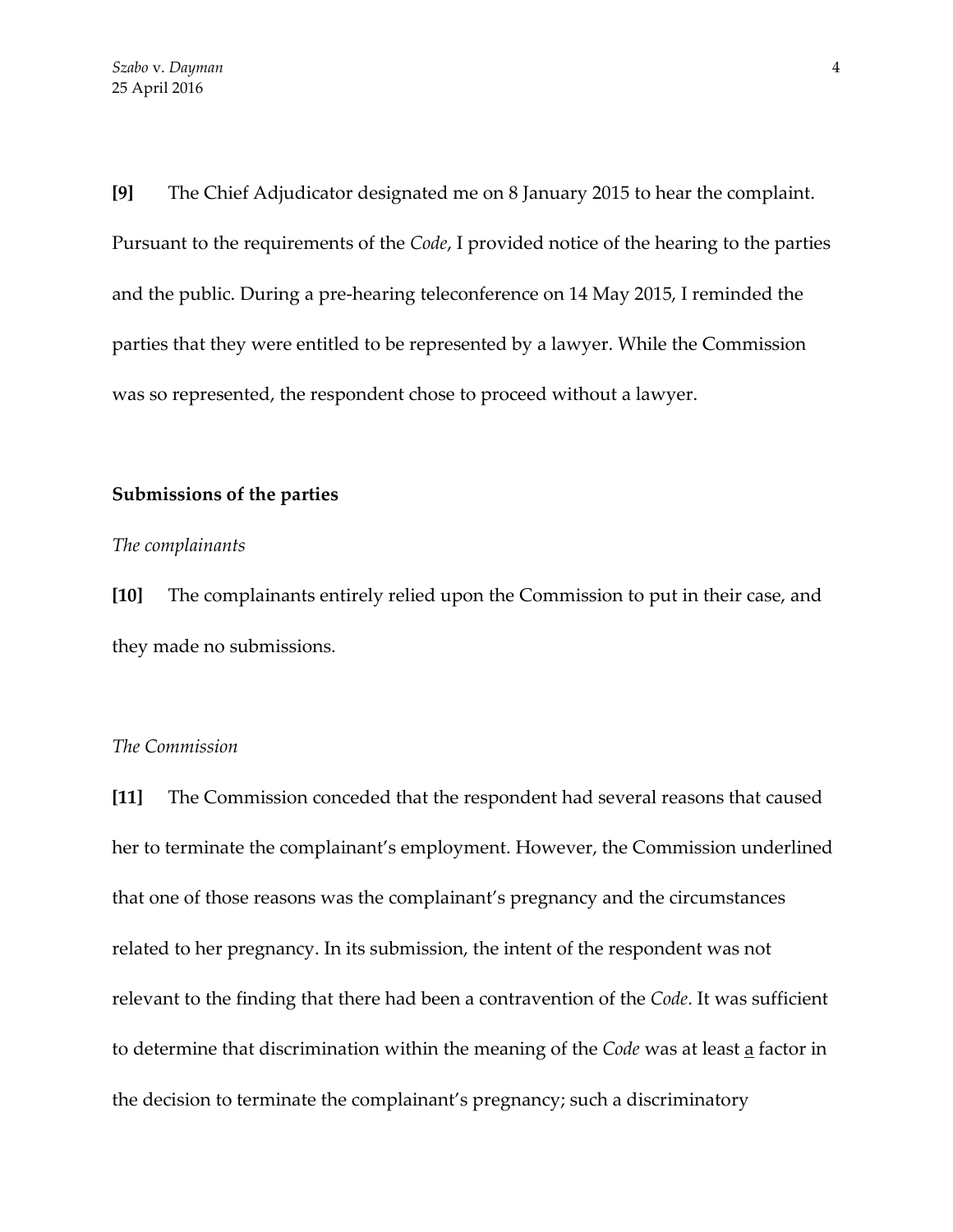**[9]** The Chief Adjudicator designated me on 8 January 2015 to hear the complaint. Pursuant to the requirements of the *Code*, I provided notice of the hearing to the parties and the public. During a pre-hearing teleconference on 14 May 2015, I reminded the parties that they were entitled to be represented by a lawyer. While the Commission was so represented, the respondent chose to proceed without a lawyer.

## Submissions of the parties

### *The complainants*

**[10]** The complainants entirely relied upon the Commission to put in their case, and they made no submissions.

### *The Commission*

**[11]** The Commission conceded that the respondent had several reasons that caused her to terminate the complainant's employment. However, the Commission underlined that one of those reasons was the complainant's pregnancy and the circumstances related to her pregnancy. In its submission, the intent of the respondent was not relevant to the finding that there had been a contravention of the *Code*. It was sufficient to determine that discrimination within the meaning of the *Code* was at least <u>a</u> factor in the decision to terminate the complainant's pregnancy; such a discriminatory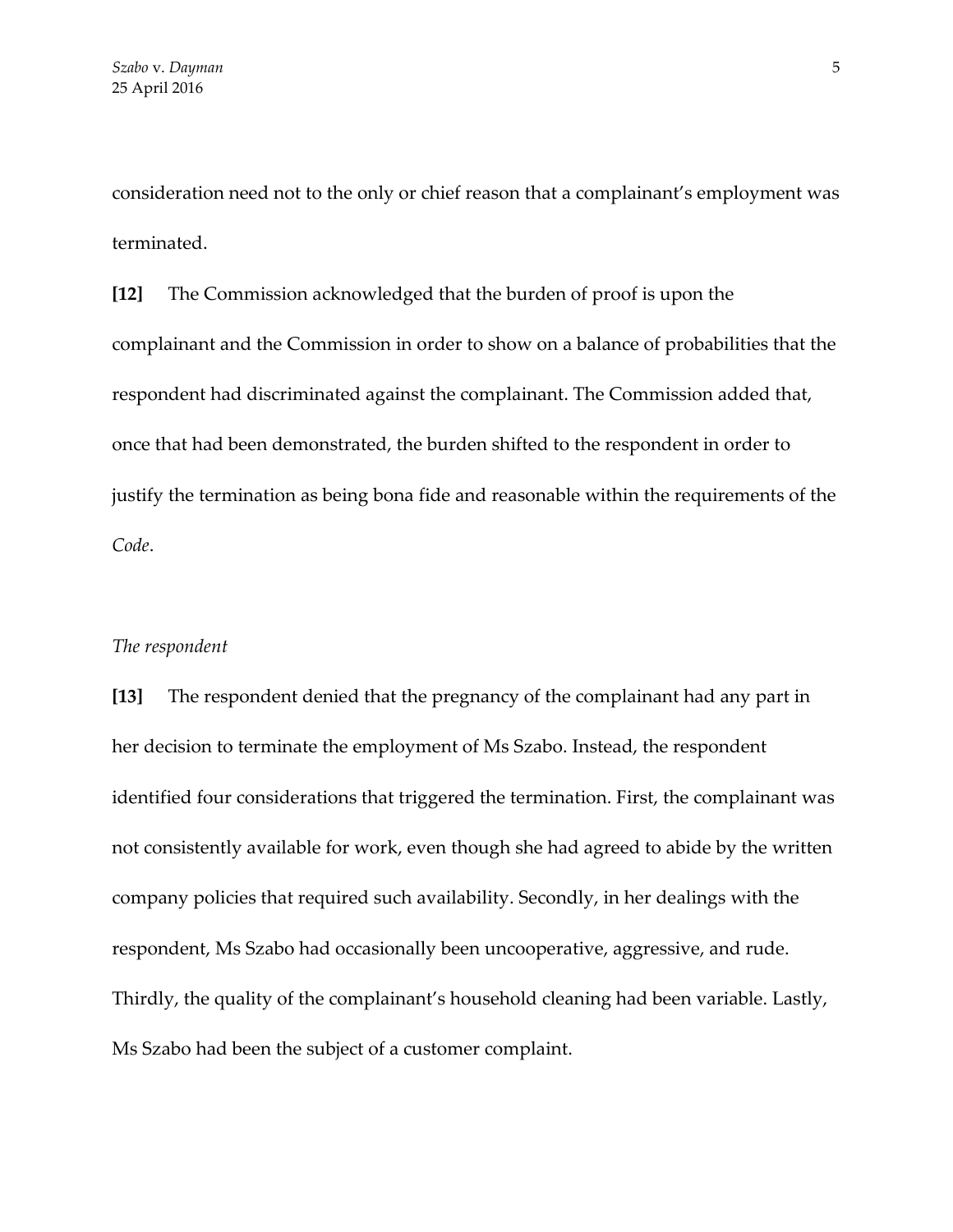consideration need not to the only or chief reason that a complainant's employment was terminated.

**[12]** The Commission acknowledged that the burden of proof is upon the complainant and the Commission in order to show on a balance of probabilities that the respondent had discriminated against the complainant. The Commission added that, once that had been demonstrated, the burden shifted to the respondent in order to justify the termination as being bona fide and reasonable within the requirements of the *Code*.

*The respondent*

**[13]** The respondent denied that the pregnancy of the complainant had any part in her decision to terminate the employment of Ms Szabo. Instead, the respondent identified four considerations that triggered the termination. First, the complainant was not consistently available for work, even though she had agreed to abide by the written company policies that required such availability. Secondly, in her dealings with the respondent, Ms Szabo had occasionally been uncooperative, aggressive, and rude. Thirdly, the quality of the complainant's household cleaning had been variable. Lastly, Ms Szabo had been the subject of a customer complaint.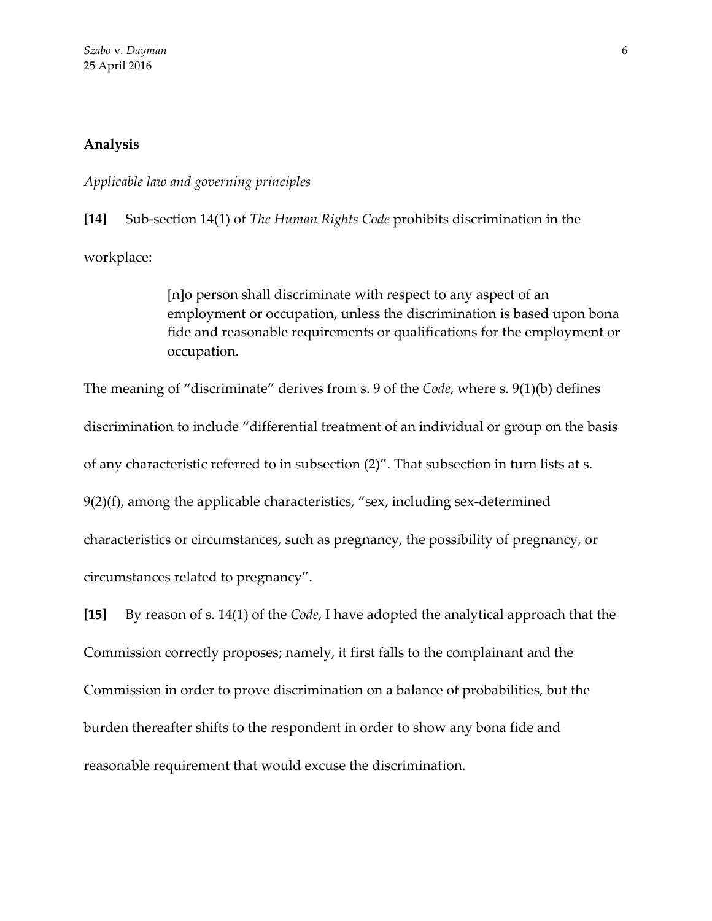## Analysis

*Applicable law and governing principles*

**[14]** Sub-section 14(1) of *The Human Rights Code* prohibits discrimination in the workplace:

> [n]o person shall discriminate with respect to any aspect of an employment or occupation, unless the discrimination is based upon bona fide and reasonable requirements or qualifications for the employment or occupation.

The meaning of "discriminate" derives from s. 9 of the *Code*, where s. 9(1)(b) defines discrimination to include "differential treatment of an individual or group on the basis of any characteristic referred to in subsection (2)". That subsection in turn lists at s. 9(2)(f), among the applicable characteristics, "sex, including sex-determined characteristics or circumstances, such as pregnancy, the possibility of pregnancy, or circumstances related to pregnancy".

**[15]** By reason of s. 14(1) of the *Code*, I have adopted the analytical approach that the Commission correctly proposes; namely, it first falls to the complainant and the Commission in order to prove discrimination on a balance of probabilities, but the burden thereafter shifts to the respondent in order to show any bona fide and reasonable requirement that would excuse the discrimination.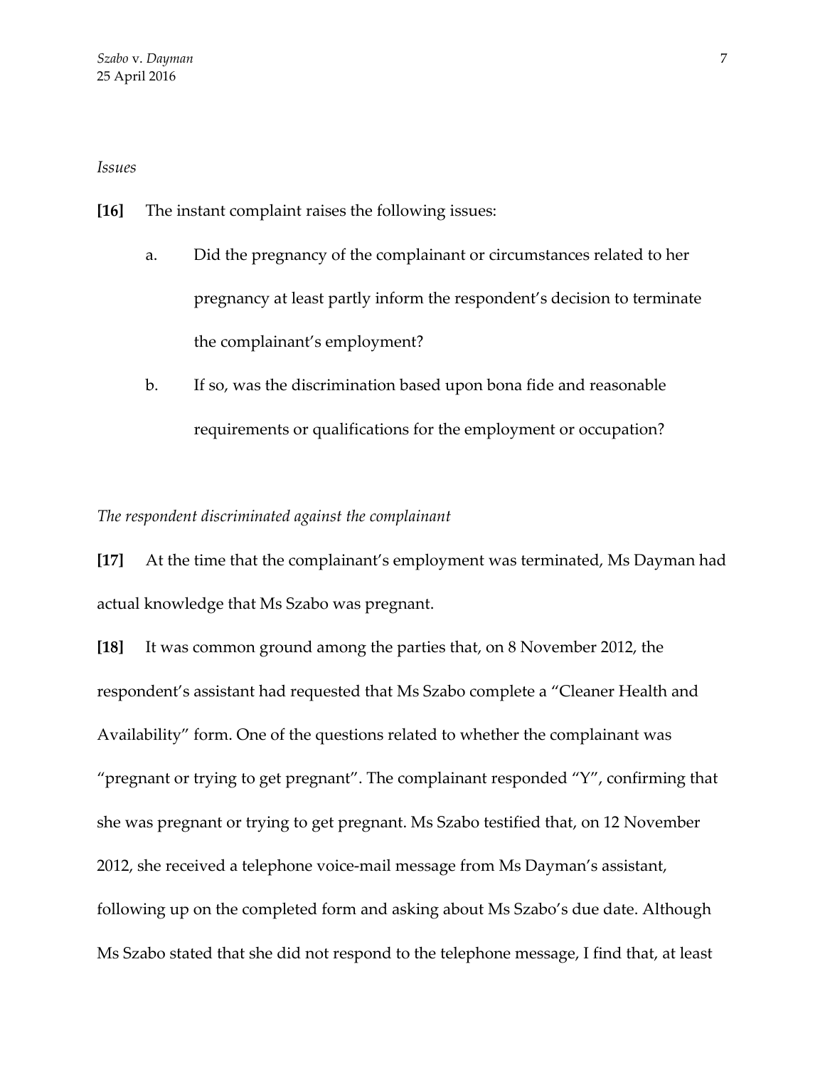*Issues*

**[16]** The instant complaint raises the following issues:

a. Did the pregnancy of the complainant or circumstances related to her pregnancy at least partly inform the respondent's decision to terminate the complainant's employment?

b. If so, was the discrimination based upon bona fide and reasonable requirements or qualifications for the employment or occupation?

*The respondent discriminated against the complainant*

**[17]** At the time that the complainant's employment was terminated, Ms Dayman had actual knowledge that Ms Szabo was pregnant.

**[18]** It was common ground among the parties that, on 8 November 2012, the respondent's assistant had requested that Ms Szabo complete a "Cleaner Health and Availability" form. One of the questions related to whether the complainant was "pregnant or trying to get pregnant". The complainant responded "Y", confirming that she was pregnant or trying to get pregnant. Ms Szabo testified that, on 12 November 2012, she received a telephone voice-mail message from Ms Dayman's assistant, following up on the completed form and asking about Ms Szabo's due date. Although Ms Szabo stated that she did not respond to the telephone message, I find that, at least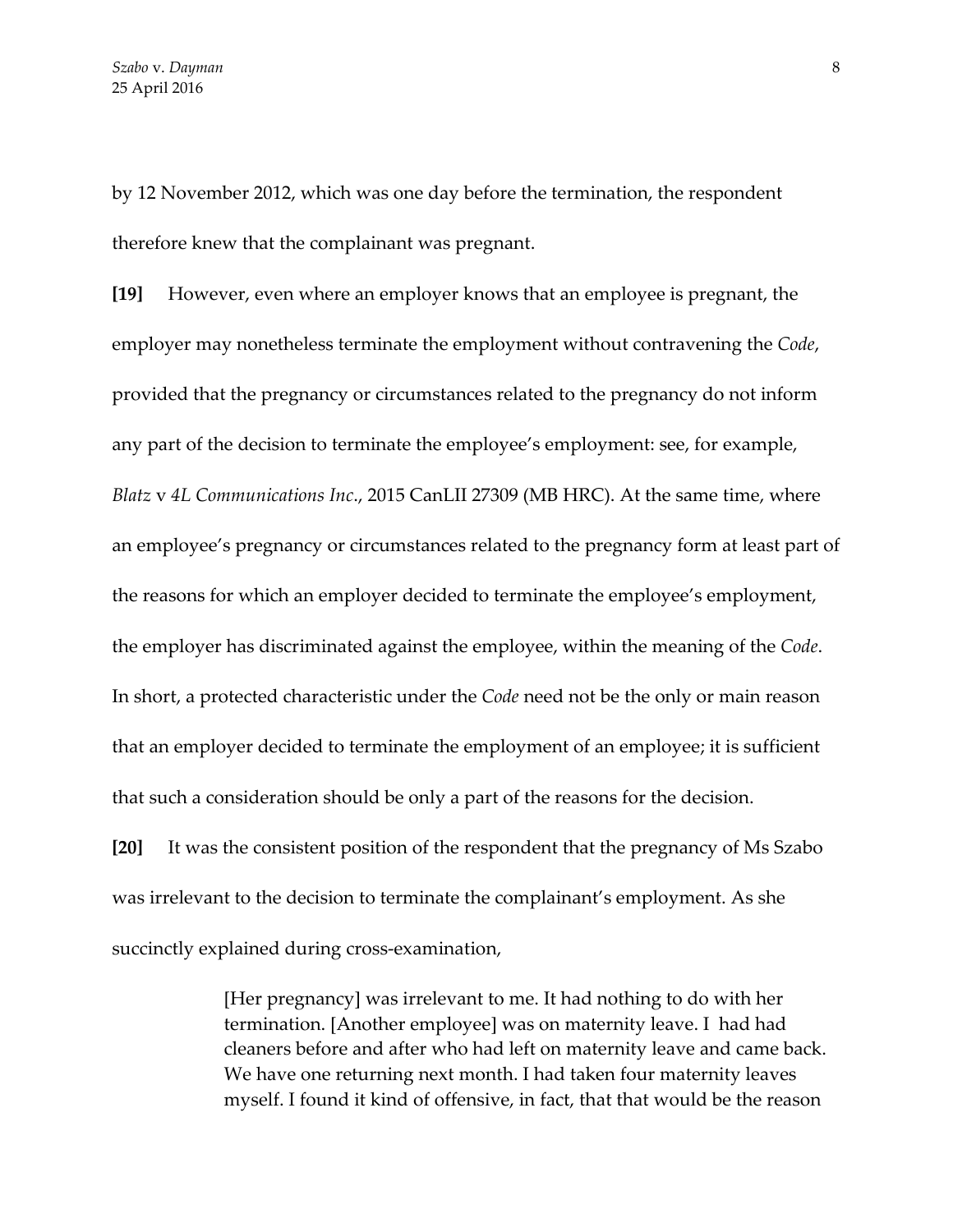by 12 November 2012, which was one day before the termination, the respondent therefore knew that the complainant was pregnant.

**[19]** However, even where an employer knows that an employee is pregnant, the employer may nonetheless terminate the employment without contravening the *Code*, provided that the pregnancy or circumstances related to the pregnancy do not inform any part of the decision to terminate the employee's employment: see, for example, *Blatz* v *4L Communications Inc*., 2015 CanLII 27309 (MB HRC). At the same time, where an employee's pregnancy or circumstances related to the pregnancy form at least part of the reasons for which an employer decided to terminate the employee's employment, the employer has discriminated against the employee, within the meaning of the *Code*. In short, a protected characteristic under the *Code* need not be the only or main reason that an employer decided to terminate the employment of an employee; it is sufficient that such a consideration should be only a part of the reasons for the decision.

**[20]** It was the consistent position of the respondent that the pregnancy of Ms Szabo was irrelevant to the decision to terminate the complainant's employment. As she succinctly explained during cross-examination,

> [Her pregnancy] was irrelevant to me. It had nothing to do with her termination. [Another employee] was on maternity leave. I had had cleaners before and after who had left on maternity leave and came back. We have one returning next month. I had taken four maternity leaves myself. I found it kind of offensive, in fact, that that would be the reason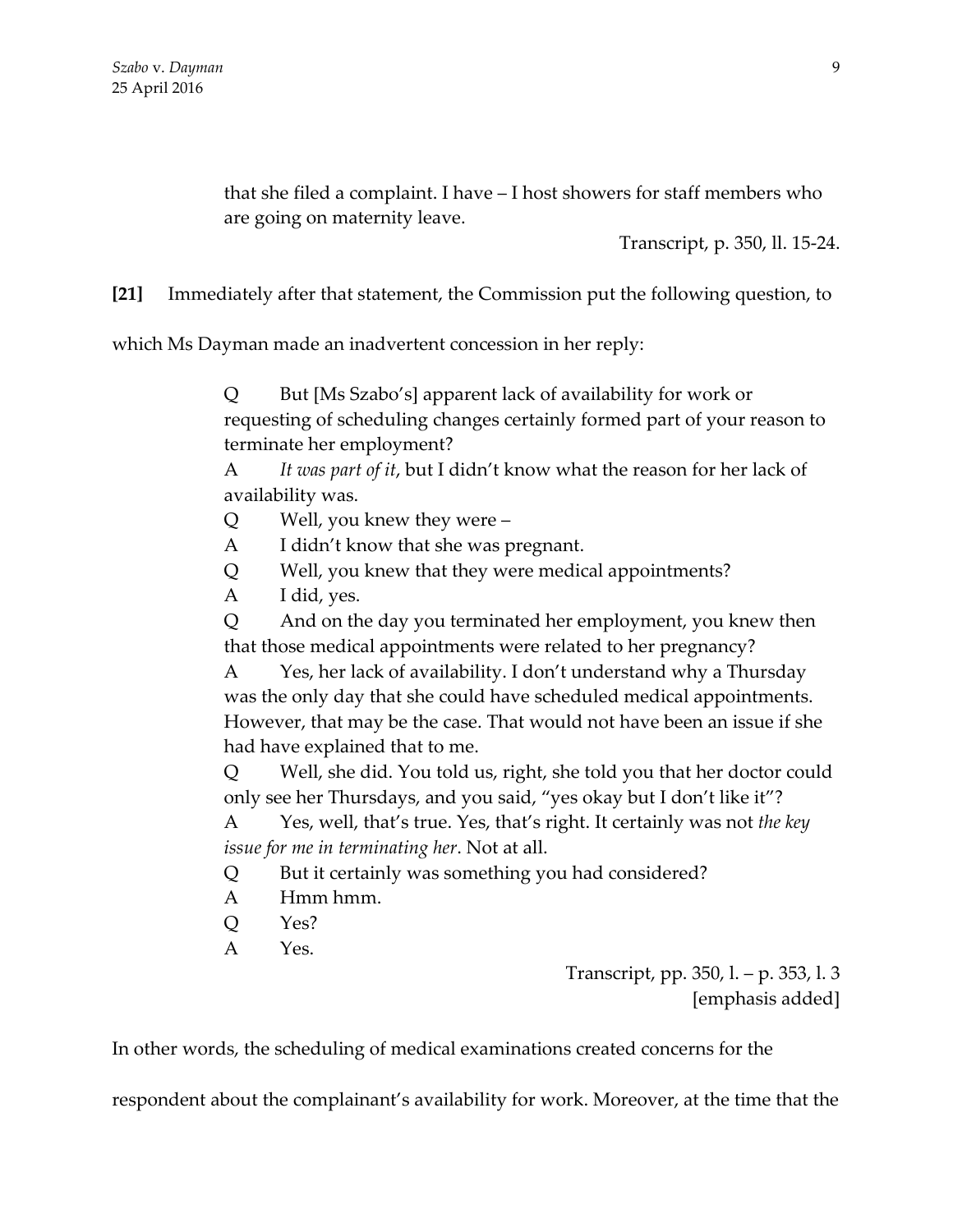> that she filed a complaint. I have – I host showers for staff members who are going on maternity leave.
>
> Transcript, p. 350, ll. 15-24.

**[21]** Immediately after that statement, the Commission put the following question, to which Ms Dayman made an inadvertent concession in her reply:

> Q But [Ms Szabo's] apparent lack of availability for work or requesting of scheduling changes certainly formed part of your reason to terminate her employment?
>
> A *It was part of it*, but I didn't know what the reason for her lack of availability was.
>
> Q Well, you knew they were –
>
> A I didn't know that she was pregnant.
>
> Q Well, you knew that they were medical appointments?
>
> A I did, yes.
>
> Q And on the day you terminated her employment, you knew then that those medical appointments were related to her pregnancy?
>
> A Yes, her lack of availability. I don't understand why a Thursday was the only day that she could have scheduled medical appointments. However, that may be the case. That would not have been an issue if she had have explained that to me.
>
> Q Well, she did. You told us, right, she told you that her doctor could only see her Thursdays, and you said, "yes okay but I don't like it"?
>
> A Yes, well, that's true. Yes, that's right. It certainly was not *the key issue for me in terminating her*. Not at all.
>
> Q But it certainly was something you had considered?
>
> A Hmm hmm.
>
> Q Yes?
>
> A Yes.
>
> Transcript, pp. 350, l. – p. 353, l. 3
> [emphasis added]

In other words, the scheduling of medical examinations created concerns for the respondent about the complainant's availability for work. Moreover, at the time that the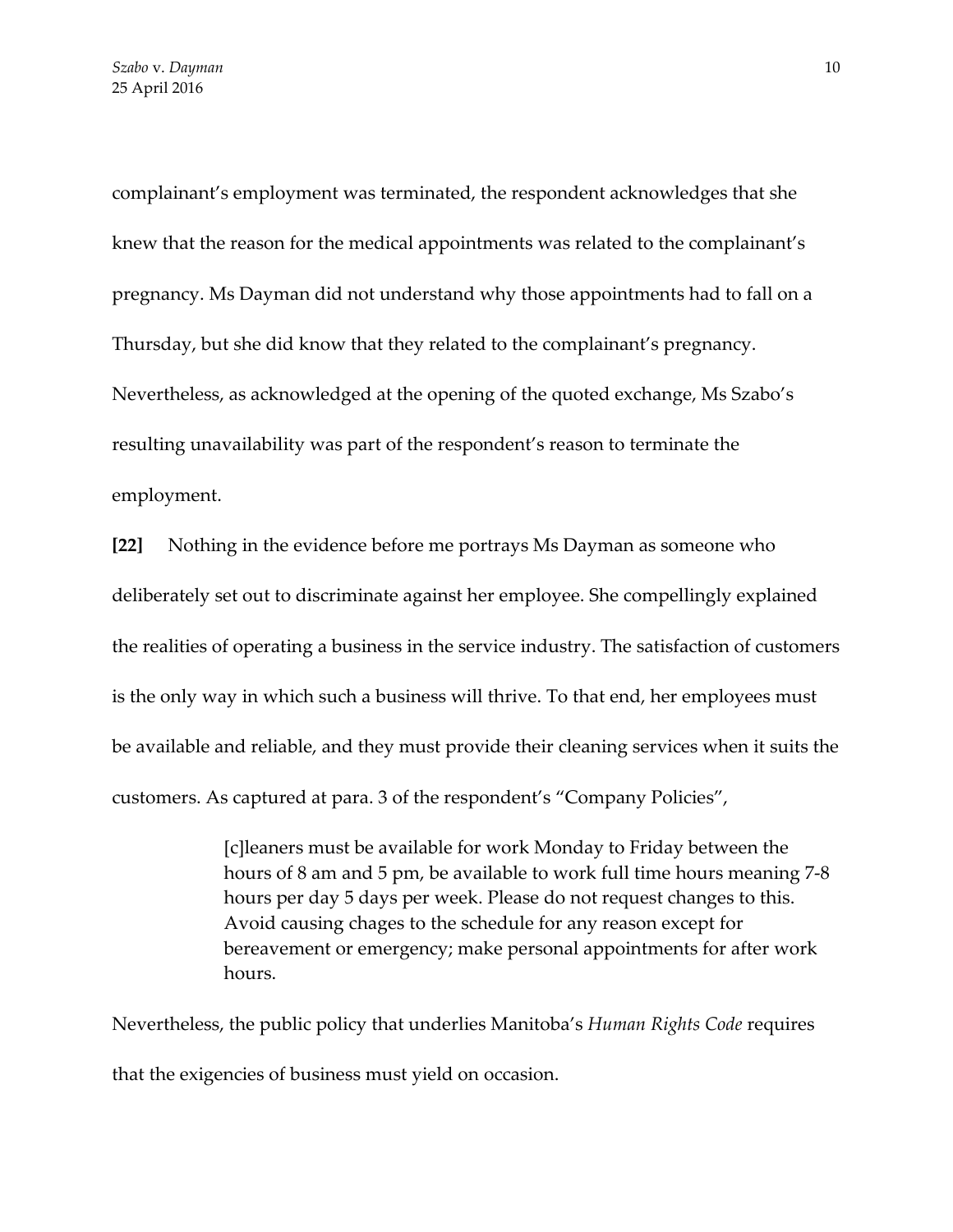complainant's employment was terminated, the respondent acknowledges that she knew that the reason for the medical appointments was related to the complainant's pregnancy. Ms Dayman did not understand why those appointments had to fall on a Thursday, but she did know that they related to the complainant's pregnancy. Nevertheless, as acknowledged at the opening of the quoted exchange, Ms Szabo's resulting unavailability was part of the respondent's reason to terminate the employment.

**[22]** Nothing in the evidence before me portrays Ms Dayman as someone who deliberately set out to discriminate against her employee. She compellingly explained the realities of operating a business in the service industry. The satisfaction of customers is the only way in which such a business will thrive. To that end, her employees must be available and reliable, and they must provide their cleaning services when it suits the customers. As captured at para. 3 of the respondent's "Company Policies",

> [c]leaners must be available for work Monday to Friday between the hours of 8 am and 5 pm, be available to work full time hours meaning 7-8 hours per day 5 days per week. Please do not request changes to this. Avoid causing chages to the schedule for any reason except for bereavement or emergency; make personal appointments for after work hours.

Nevertheless, the public policy that underlies Manitoba's *Human Rights Code* requires that the exigencies of business must yield on occasion.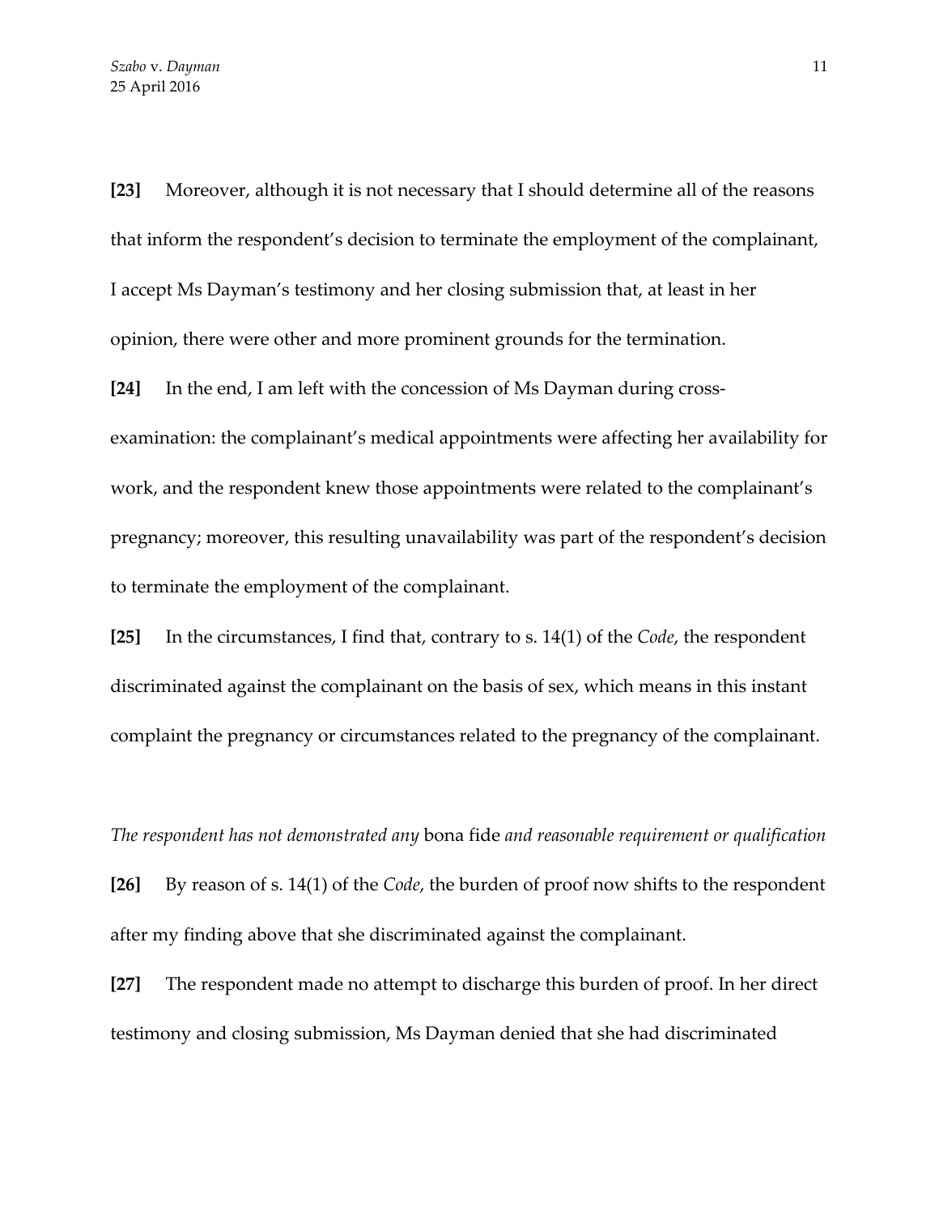**[23]** Moreover, although it is not necessary that I should determine all of the reasons that inform the respondent's decision to terminate the employment of the complainant, I accept Ms Dayman's testimony and her closing submission that, at least in her opinion, there were other and more prominent grounds for the termination.

**[24]** In the end, I am left with the concession of Ms Dayman during cross-examination: the complainant's medical appointments were affecting her availability for work, and the respondent knew those appointments were related to the complainant's pregnancy; moreover, this resulting unavailability was part of the respondent's decision to terminate the employment of the complainant.

**[25]** In the circumstances, I find that, contrary to s. 14(1) of the *Code*, the respondent discriminated against the complainant on the basis of sex, which means in this instant complaint the pregnancy or circumstances related to the pregnancy of the complainant.

*The respondent has not demonstrated any* bona fide *and reasonable requirement or qualification*

**[26]** By reason of s. 14(1) of the *Code*, the burden of proof now shifts to the respondent after my finding above that she discriminated against the complainant.

**[27]** The respondent made no attempt to discharge this burden of proof. In her direct testimony and closing submission, Ms Dayman denied that she had discriminated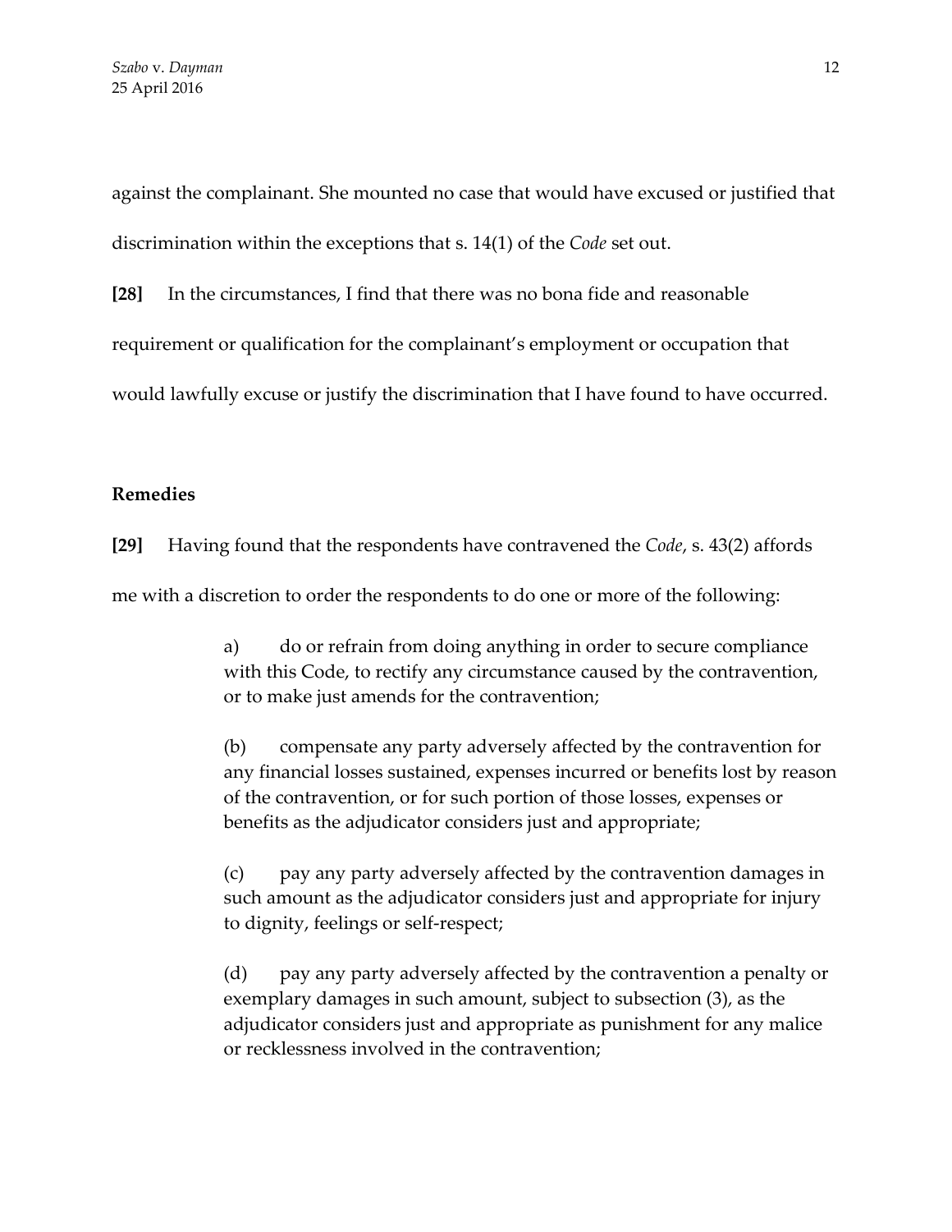against the complainant. She mounted no case that would have excused or justified that discrimination within the exceptions that s. 14(1) of the *Code* set out.

**[28]** In the circumstances, I find that there was no bona fide and reasonable requirement or qualification for the complainant's employment or occupation that would lawfully excuse or justify the discrimination that I have found to have occurred.

## Remedies

**[29]** Having found that the respondents have contravened the *Code*, s. 43(2) affords me with a discretion to order the respondents to do one or more of the following:

> a) do or refrain from doing anything in order to secure compliance with this Code, to rectify any circumstance caused by the contravention, or to make just amends for the contravention;
>
> (b) compensate any party adversely affected by the contravention for any financial losses sustained, expenses incurred or benefits lost by reason of the contravention, or for such portion of those losses, expenses or benefits as the adjudicator considers just and appropriate;
>
> (c) pay any party adversely affected by the contravention damages in such amount as the adjudicator considers just and appropriate for injury to dignity, feelings or self-respect;
>
> (d) pay any party adversely affected by the contravention a penalty or exemplary damages in such amount, subject to subsection (3), as the adjudicator considers just and appropriate as punishment for any malice or recklessness involved in the contravention;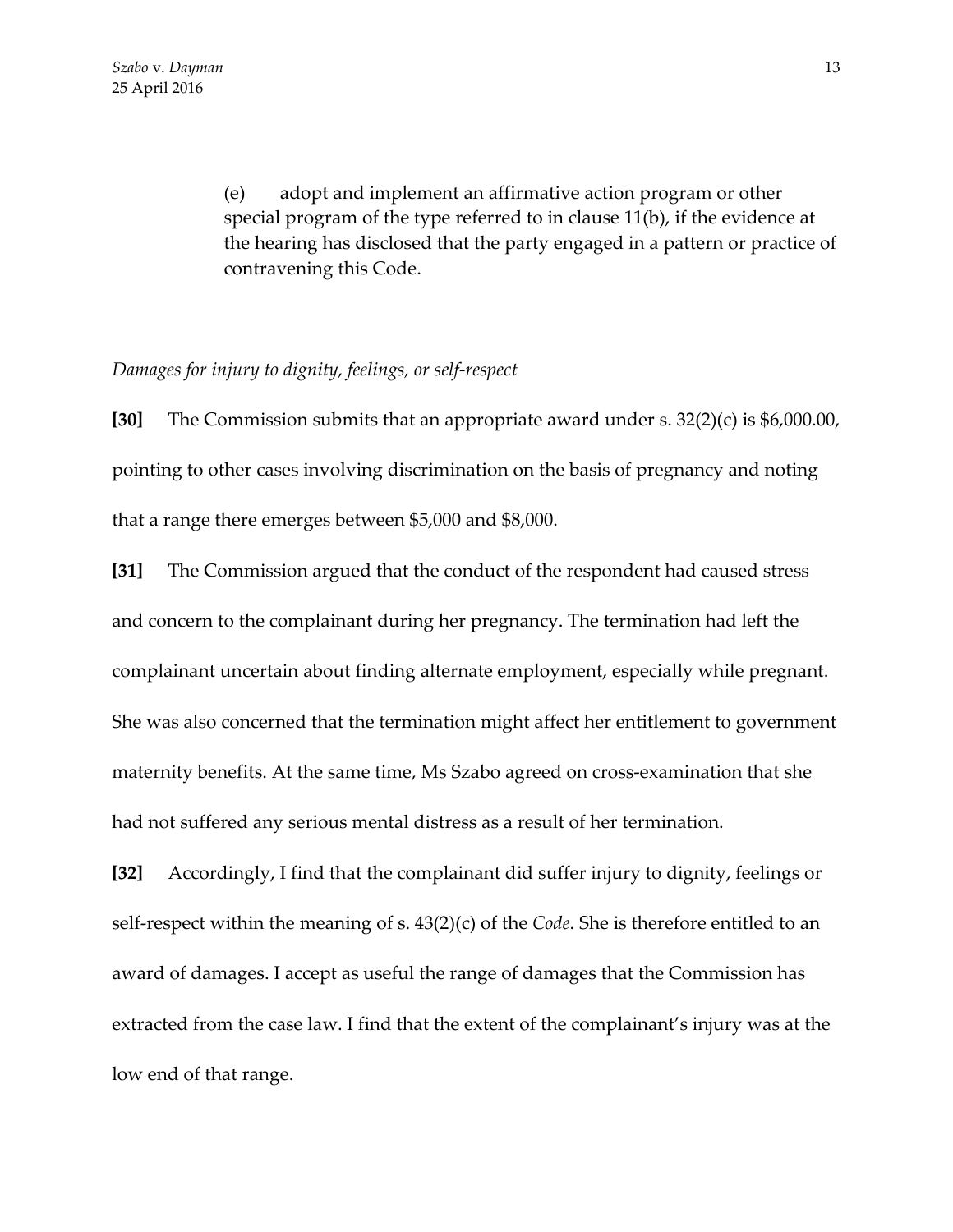> (e) adopt and implement an affirmative action program or other special program of the type referred to in clause 11(b), if the evidence at the hearing has disclosed that the party engaged in a pattern or practice of contravening this Code.

*Damages for injury to dignity, feelings, or self-respect*

**[30]** The Commission submits that an appropriate award under s. 32(2)(c) is $6,000.00, pointing to other cases involving discrimination on the basis of pregnancy and noting that a range there emerges between $5,000 and $8,000.

**[31]** The Commission argued that the conduct of the respondent had caused stress and concern to the complainant during her pregnancy. The termination had left the complainant uncertain about finding alternate employment, especially while pregnant. She was also concerned that the termination might affect her entitlement to government maternity benefits. At the same time, Ms Szabo agreed on cross-examination that she had not suffered any serious mental distress as a result of her termination.

**[32]** Accordingly, I find that the complainant did suffer injury to dignity, feelings or self-respect within the meaning of s. 43(2)(c) of the *Code*. She is therefore entitled to an award of damages. I accept as useful the range of damages that the Commission has extracted from the case law. I find that the extent of the complainant's injury was at the low end of that range.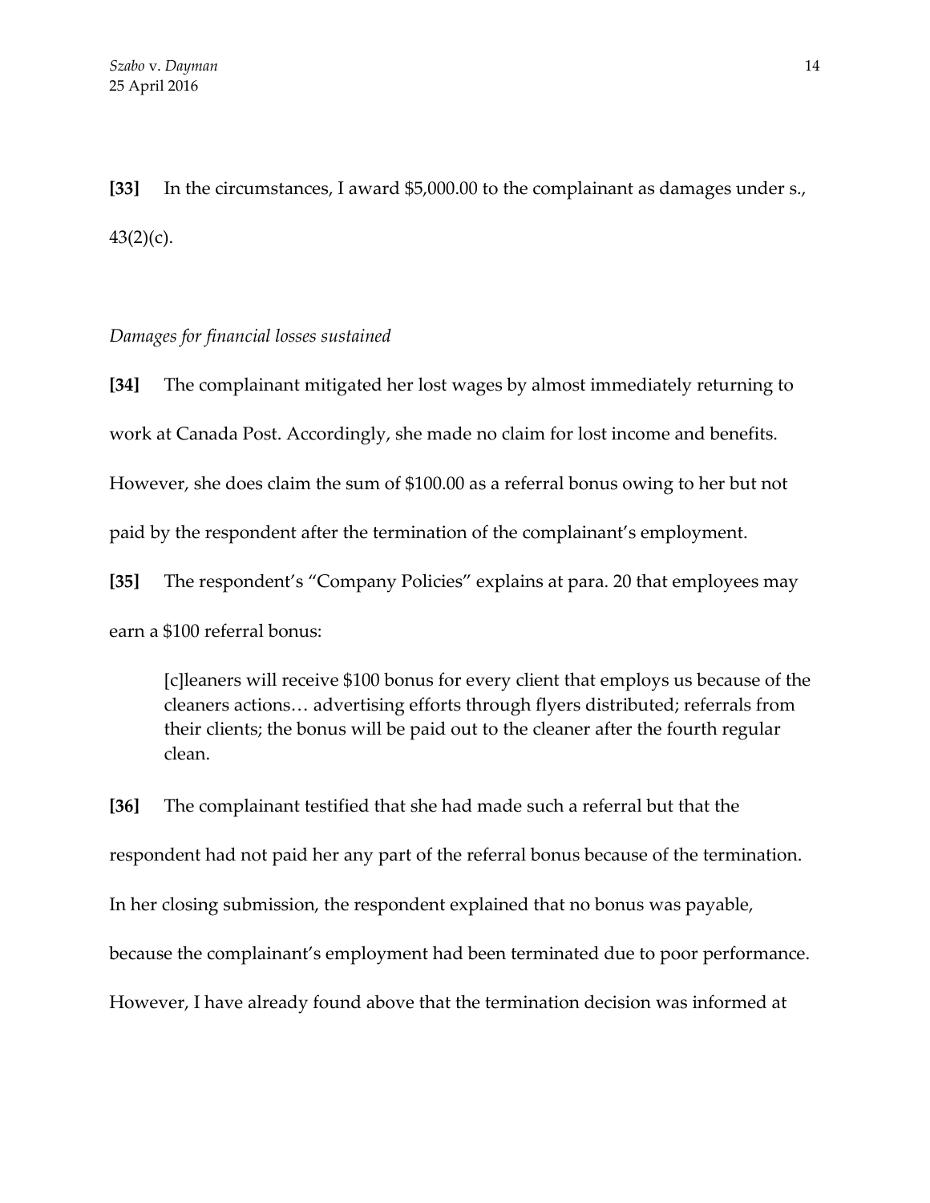**[33]** In the circumstances, I award $5,000.00 to the complainant as damages under s., 43(2)(c).

*Damages for financial losses sustained*

**[34]** The complainant mitigated her lost wages by almost immediately returning to work at Canada Post. Accordingly, she made no claim for lost income and benefits. However, she does claim the sum of $100.00 as a referral bonus owing to her but not paid by the respondent after the termination of the complainant's employment.

**[35]** The respondent's "Company Policies" explains at para. 20 that employees may earn a $100 referral bonus:

> [c]leaners will receive $100 bonus for every client that employs us because of the cleaners actions… advertising efforts through flyers distributed; referrals from their clients; the bonus will be paid out to the cleaner after the fourth regular clean.

**[36]** The complainant testified that she had made such a referral but that the respondent had not paid her any part of the referral bonus because of the termination. In her closing submission, the respondent explained that no bonus was payable, because the complainant's employment had been terminated due to poor performance. However, I have already found above that the termination decision was informed at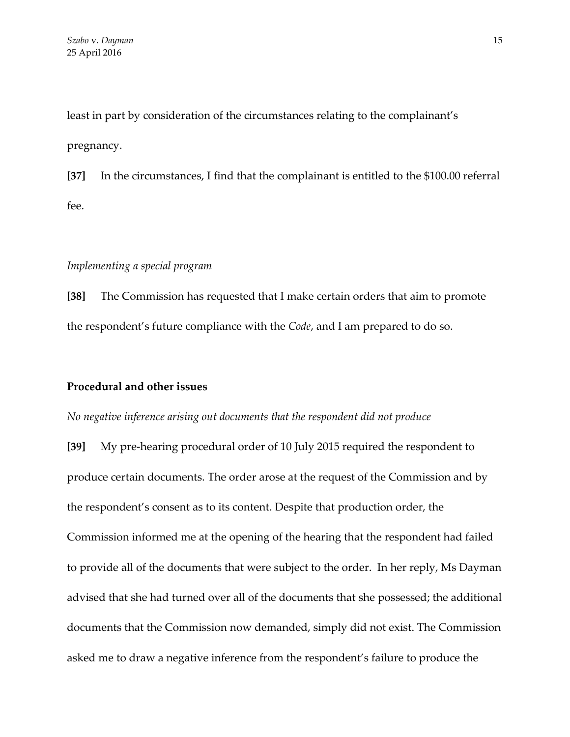least in part by consideration of the circumstances relating to the complainant's pregnancy.

**[37]** In the circumstances, I find that the complainant is entitled to the $100.00 referral fee.

*Implementing a special program*

**[38]** The Commission has requested that I make certain orders that aim to promote the respondent's future compliance with the *Code*, and I am prepared to do so.

## Procedural and other issues

*No negative inference arising out documents that the respondent did not produce*

**[39]** My pre-hearing procedural order of 10 July 2015 required the respondent to produce certain documents. The order arose at the request of the Commission and by the respondent's consent as to its content. Despite that production order, the Commission informed me at the opening of the hearing that the respondent had failed to provide all of the documents that were subject to the order. In her reply, Ms Dayman advised that she had turned over all of the documents that she possessed; the additional documents that the Commission now demanded, simply did not exist. The Commission asked me to draw a negative inference from the respondent's failure to produce the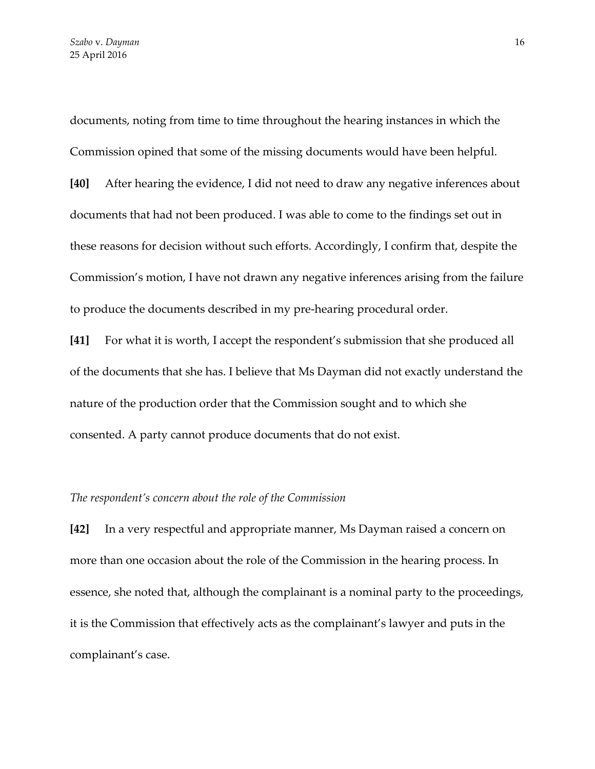documents, noting from time to time throughout the hearing instances in which the Commission opined that some of the missing documents would have been helpful.

**[40]** After hearing the evidence, I did not need to draw any negative inferences about documents that had not been produced. I was able to come to the findings set out in these reasons for decision without such efforts. Accordingly, I confirm that, despite the Commission's motion, I have not drawn any negative inferences arising from the failure to produce the documents described in my pre-hearing procedural order.

**[41]** For what it is worth, I accept the respondent's submission that she produced all of the documents that she has. I believe that Ms Dayman did not exactly understand the nature of the production order that the Commission sought and to which she consented. A party cannot produce documents that do not exist.

*The respondent's concern about the role of the Commission*

**[42]** In a very respectful and appropriate manner, Ms Dayman raised a concern on more than one occasion about the role of the Commission in the hearing process. In essence, she noted that, although the complainant is a nominal party to the proceedings, it is the Commission that effectively acts as the complainant's lawyer and puts in the complainant's case.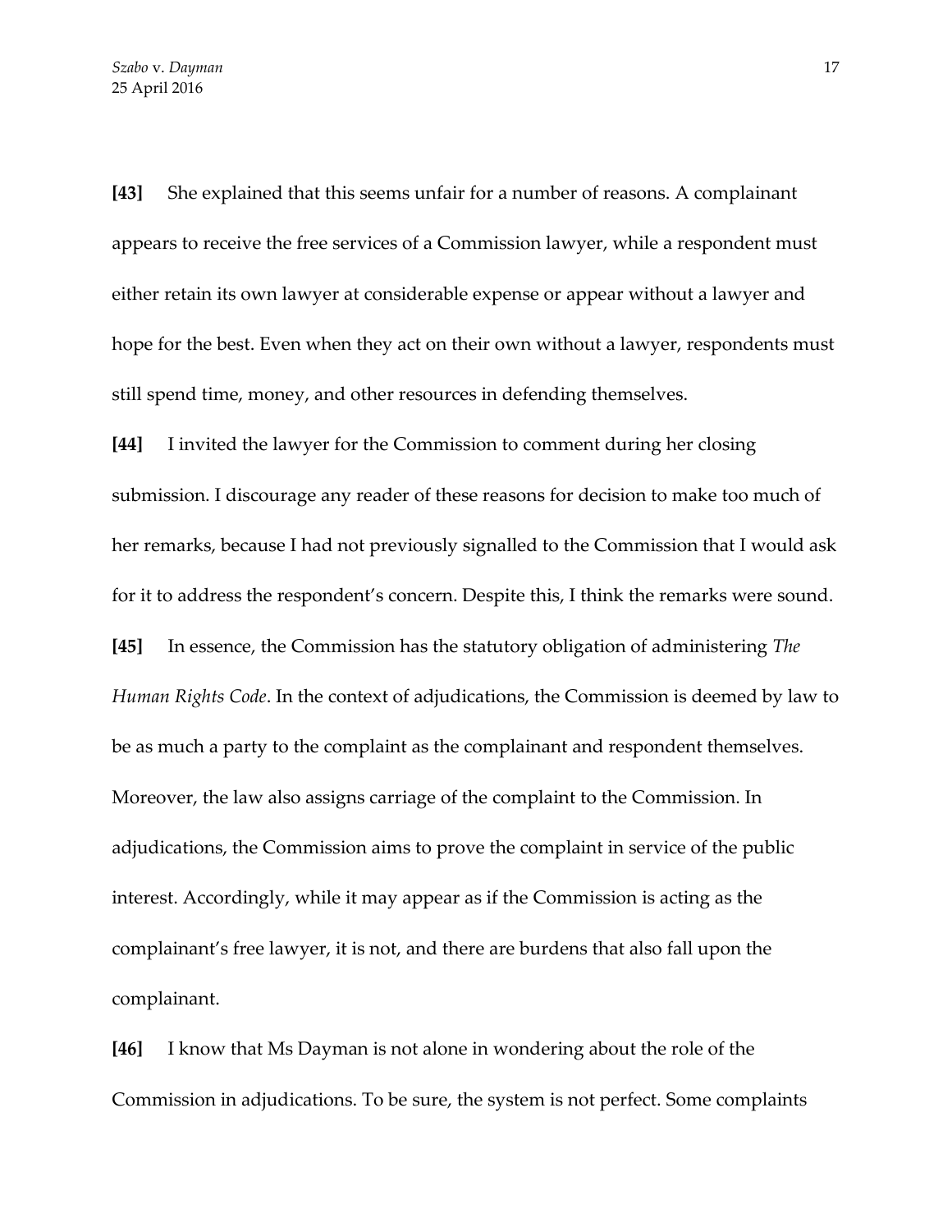**[43]** She explained that this seems unfair for a number of reasons. A complainant appears to receive the free services of a Commission lawyer, while a respondent must either retain its own lawyer at considerable expense or appear without a lawyer and hope for the best. Even when they act on their own without a lawyer, respondents must still spend time, money, and other resources in defending themselves.

**[44]** I invited the lawyer for the Commission to comment during her closing submission. I discourage any reader of these reasons for decision to make too much of her remarks, because I had not previously signalled to the Commission that I would ask for it to address the respondent's concern. Despite this, I think the remarks were sound.

**[45]** In essence, the Commission has the statutory obligation of administering *The Human Rights Code*. In the context of adjudications, the Commission is deemed by law to be as much a party to the complaint as the complainant and respondent themselves. Moreover, the law also assigns carriage of the complaint to the Commission. In adjudications, the Commission aims to prove the complaint in service of the public interest. Accordingly, while it may appear as if the Commission is acting as the complainant's free lawyer, it is not, and there are burdens that also fall upon the complainant.

**[46]** I know that Ms Dayman is not alone in wondering about the role of the Commission in adjudications. To be sure, the system is not perfect. Some complaints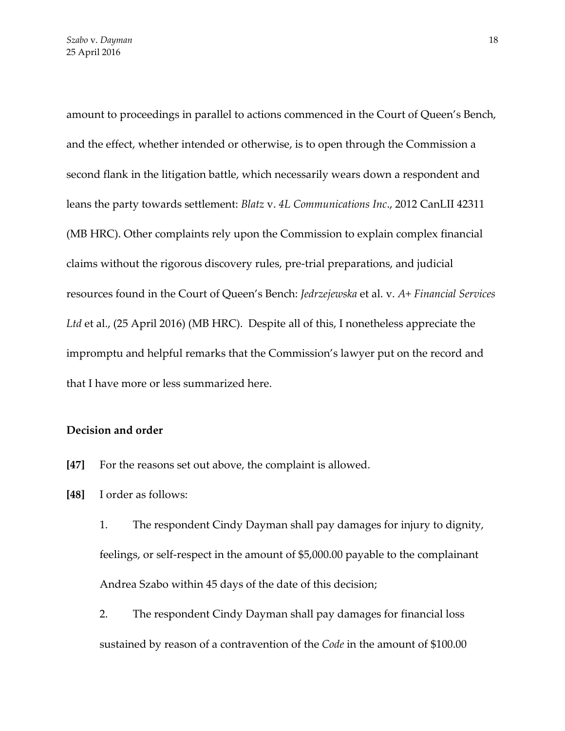amount to proceedings in parallel to actions commenced in the Court of Queen's Bench, and the effect, whether intended or otherwise, is to open through the Commission a second flank in the litigation battle, which necessarily wears down a respondent and leans the party towards settlement: *Blatz* v. *4L Communications Inc*., 2012 CanLII 42311 (MB HRC). Other complaints rely upon the Commission to explain complex financial claims without the rigorous discovery rules, pre-trial preparations, and judicial resources found in the Court of Queen's Bench: *Jedrzejewska* et al. v. *A+ Financial Services Ltd* et al., (25 April 2016) (MB HRC). Despite all of this, I nonetheless appreciate the impromptu and helpful remarks that the Commission's lawyer put on the record and that I have more or less summarized here.

**Decision and order**

**[47]** For the reasons set out above, the complaint is allowed.

**[48]** I order as follows:

1. The respondent Cindy Dayman shall pay damages for injury to dignity, feelings, or self-respect in the amount of $5,000.00 payable to the complainant Andrea Szabo within 45 days of the date of this decision;

2. The respondent Cindy Dayman shall pay damages for financial loss sustained by reason of a contravention of the *Code* in the amount of $100.00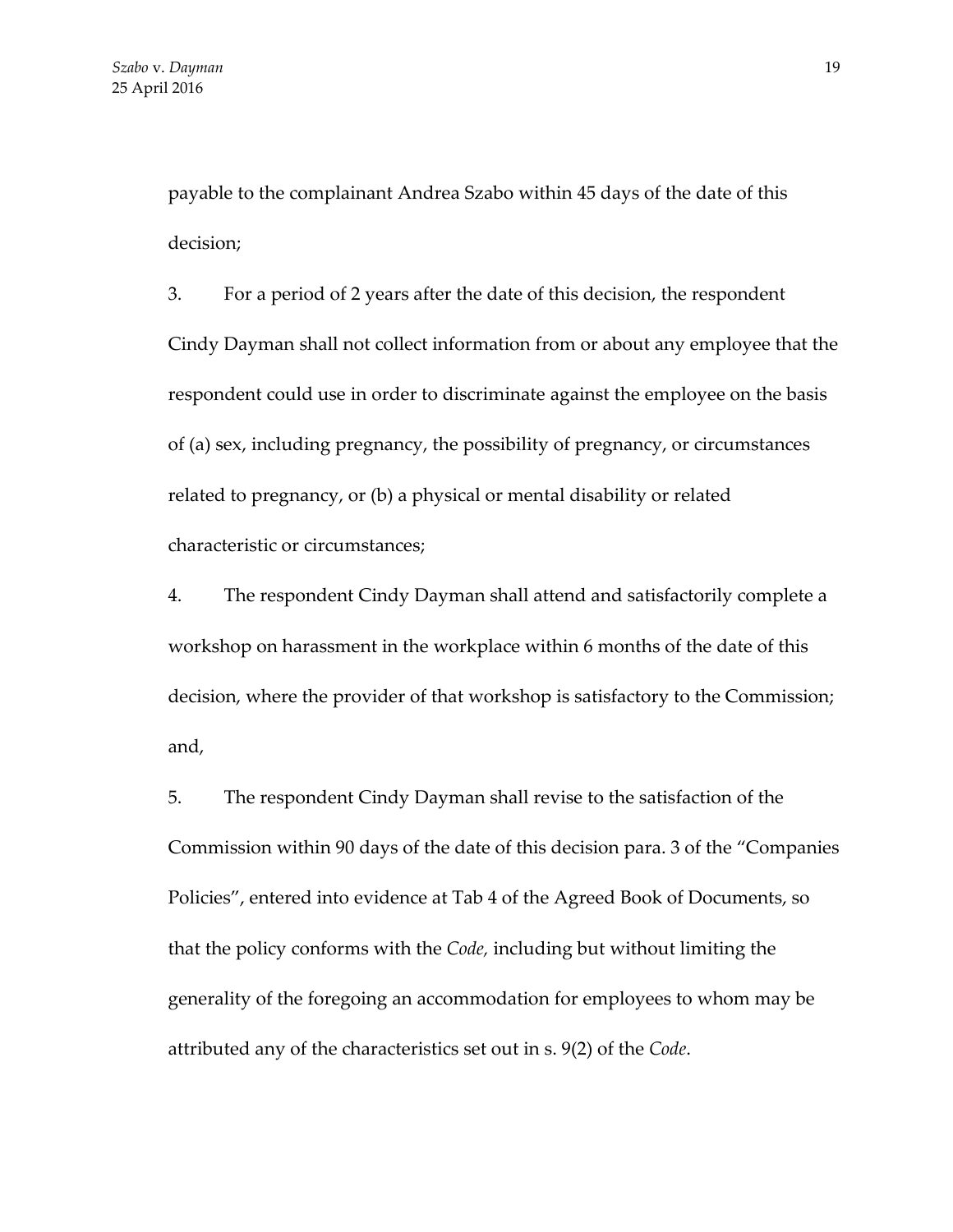payable to the complainant Andrea Szabo within 45 days of the date of this decision;

3. For a period of 2 years after the date of this decision, the respondent Cindy Dayman shall not collect information from or about any employee that the respondent could use in order to discriminate against the employee on the basis of (a) sex, including pregnancy, the possibility of pregnancy, or circumstances related to pregnancy, or (b) a physical or mental disability or related characteristic or circumstances;

4. The respondent Cindy Dayman shall attend and satisfactorily complete a workshop on harassment in the workplace within 6 months of the date of this decision, where the provider of that workshop is satisfactory to the Commission; and,

5. The respondent Cindy Dayman shall revise to the satisfaction of the Commission within 90 days of the date of this decision para. 3 of the "Companies Policies", entered into evidence at Tab 4 of the Agreed Book of Documents, so that the policy conforms with the *Code*, including but without limiting the generality of the foregoing an accommodation for employees to whom may be attributed any of the characteristics set out in s. 9(2) of the *Code*.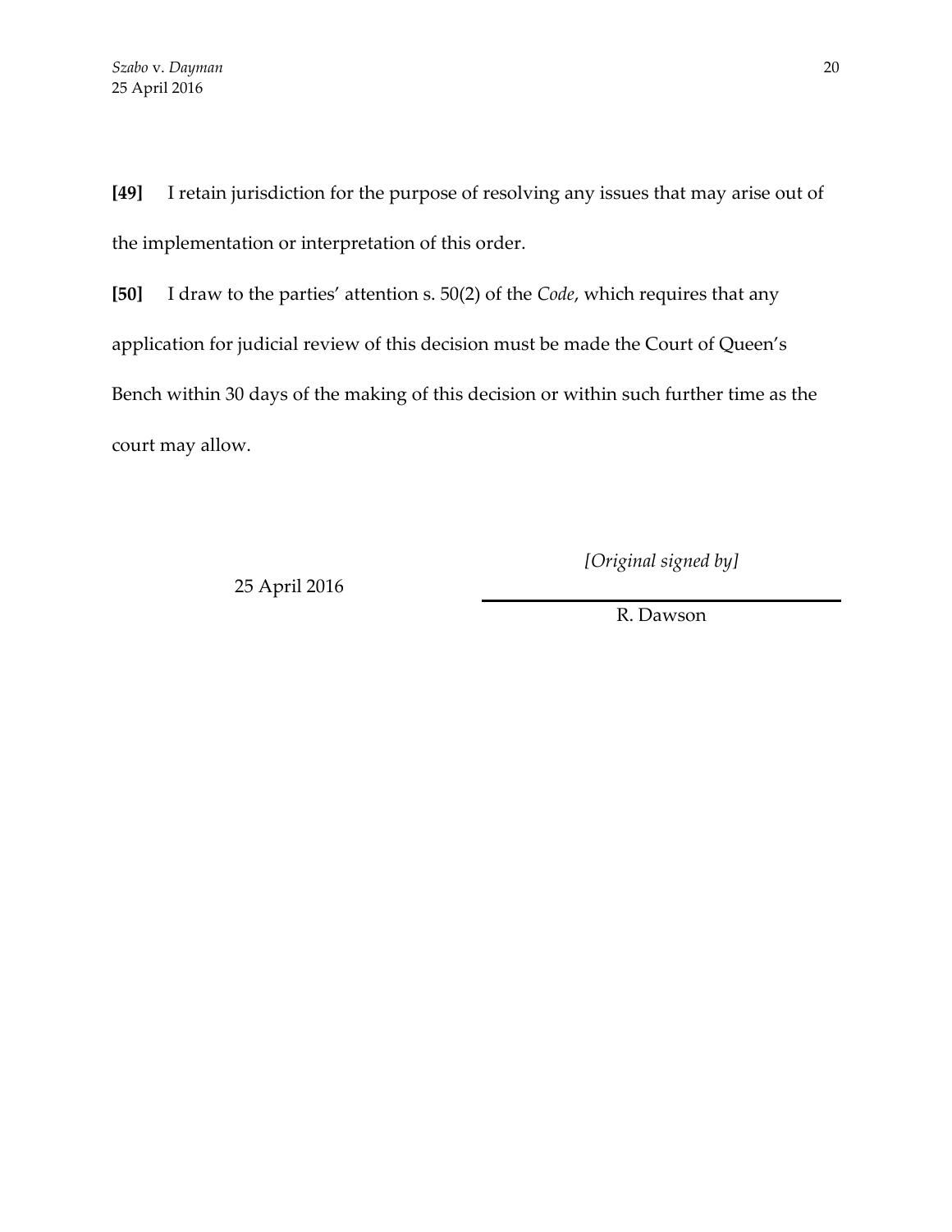**[49]** I retain jurisdiction for the purpose of resolving any issues that may arise out of the implementation or interpretation of this order.

**[50]** I draw to the parties' attention s. 50(2) of the *Code*, which requires that any application for judicial review of this decision must be made the Court of Queen's Bench within 30 days of the making of this decision or within such further time as the court may allow.

25 April 2016

*[Original signed by]*

R. Dawson